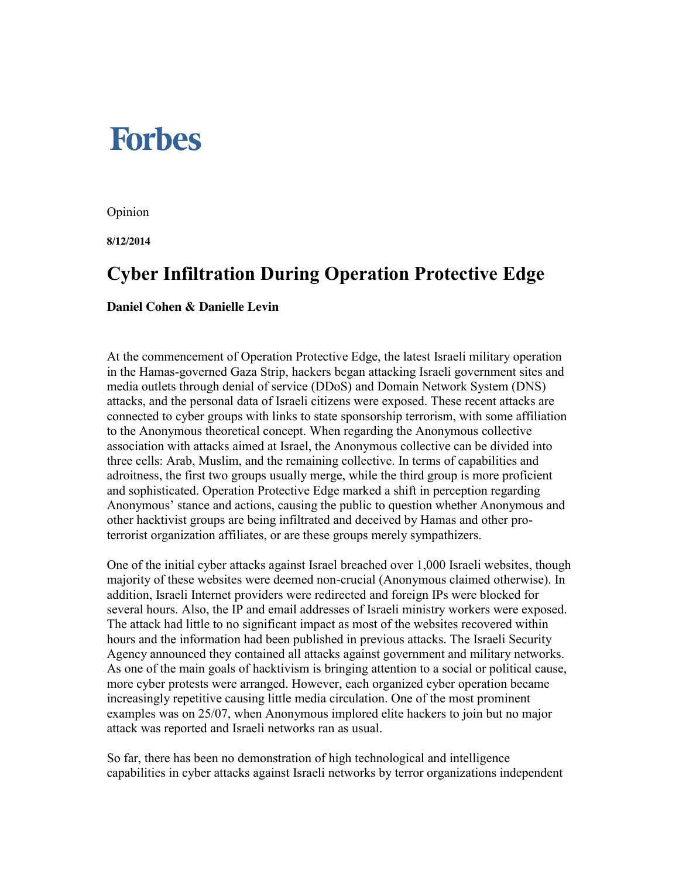Forbes

Opinion

**8/12/2014**

# Cyber Infiltration During Operation Protective Edge

**Daniel Cohen & Danielle Levin**

At the commencement of Operation Protective Edge, the latest Israeli military operation in the Hamas-governed Gaza Strip, hackers began attacking Israeli government sites and media outlets through denial of service (DDoS) and Domain Network System (DNS) attacks, and the personal data of Israeli citizens were exposed. These recent attacks are connected to cyber groups with links to state sponsorship terrorism, with some affiliation to the Anonymous theoretical concept. When regarding the Anonymous collective association with attacks aimed at Israel, the Anonymous collective can be divided into three cells: Arab, Muslim, and the remaining collective. In terms of capabilities and adroitness, the first two groups usually merge, while the third group is more proficient and sophisticated. Operation Protective Edge marked a shift in perception regarding Anonymous' stance and actions, causing the public to question whether Anonymous and other hacktivist groups are being infiltrated and deceived by Hamas and other pro-terrorist organization affiliates, or are these groups merely sympathizers.

One of the initial cyber attacks against Israel breached over 1,000 Israeli websites, though majority of these websites were deemed non-crucial (Anonymous claimed otherwise). In addition, Israeli Internet providers were redirected and foreign IPs were blocked for several hours. Also, the IP and email addresses of Israeli ministry workers were exposed. The attack had little to no significant impact as most of the websites recovered within hours and the information had been published in previous attacks. The Israeli Security Agency announced they contained all attacks against government and military networks. As one of the main goals of hacktivism is bringing attention to a social or political cause, more cyber protests were arranged. However, each organized cyber operation became increasingly repetitive causing little media circulation. One of the most prominent examples was on 25/07, when Anonymous implored elite hackers to join but no major attack was reported and Israeli networks ran as usual.

So far, there has been no demonstration of high technological and intelligence capabilities in cyber attacks against Israeli networks by terror organizations independent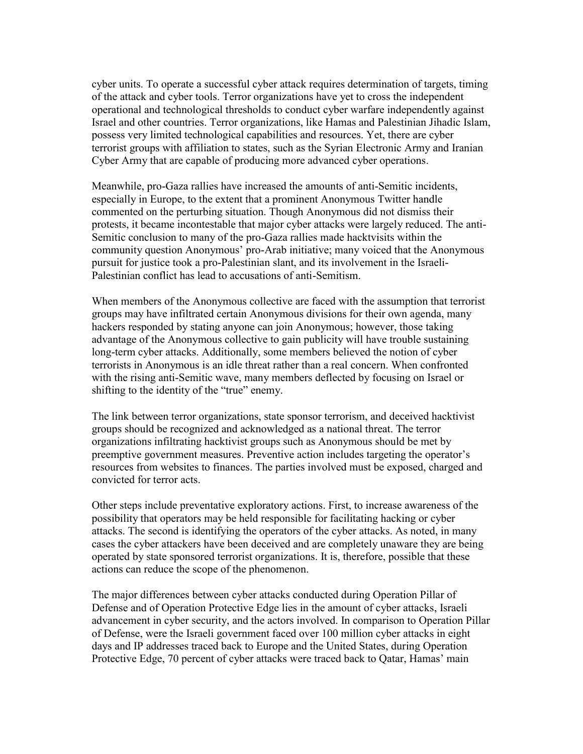cyber units. To operate a successful cyber attack requires determination of targets, timing of the attack and cyber tools. Terror organizations have yet to cross the independent operational and technological thresholds to conduct cyber warfare independently against Israel and other countries. Terror organizations, like Hamas and Palestinian Jihadic Islam, possess very limited technological capabilities and resources. Yet, there are cyber terrorist groups with affiliation to states, such as the Syrian Electronic Army and Iranian Cyber Army that are capable of producing more advanced cyber operations.

Meanwhile, pro-Gaza rallies have increased the amounts of anti-Semitic incidents, especially in Europe, to the extent that a prominent Anonymous Twitter handle commented on the perturbing situation. Though Anonymous did not dismiss their protests, it became incontestable that major cyber attacks were largely reduced. The anti-Semitic conclusion to many of the pro-Gaza rallies made hacktvisits within the community question Anonymous' pro-Arab initiative; many voiced that the Anonymous pursuit for justice took a pro-Palestinian slant, and its involvement in the Israeli-Palestinian conflict has lead to accusations of anti-Semitism.

When members of the Anonymous collective are faced with the assumption that terrorist groups may have infiltrated certain Anonymous divisions for their own agenda, many hackers responded by stating anyone can join Anonymous; however, those taking advantage of the Anonymous collective to gain publicity will have trouble sustaining long-term cyber attacks. Additionally, some members believed the notion of cyber terrorists in Anonymous is an idle threat rather than a real concern. When confronted with the rising anti-Semitic wave, many members deflected by focusing on Israel or shifting to the identity of the "true" enemy.

The link between terror organizations, state sponsor terrorism, and deceived hacktivist groups should be recognized and acknowledged as a national threat. The terror organizations infiltrating hacktivist groups such as Anonymous should be met by preemptive government measures. Preventive action includes targeting the operator's resources from websites to finances. The parties involved must be exposed, charged and convicted for terror acts.

Other steps include preventative exploratory actions. First, to increase awareness of the possibility that operators may be held responsible for facilitating hacking or cyber attacks. The second is identifying the operators of the cyber attacks. As noted, in many cases the cyber attackers have been deceived and are completely unaware they are being operated by state sponsored terrorist organizations. It is, therefore, possible that these actions can reduce the scope of the phenomenon.

The major differences between cyber attacks conducted during Operation Pillar of Defense and of Operation Protective Edge lies in the amount of cyber attacks, Israeli advancement in cyber security, and the actors involved. In comparison to Operation Pillar of Defense, were the Israeli government faced over 100 million cyber attacks in eight days and IP addresses traced back to Europe and the United States, during Operation Protective Edge, 70 percent of cyber attacks were traced back to Qatar, Hamas' main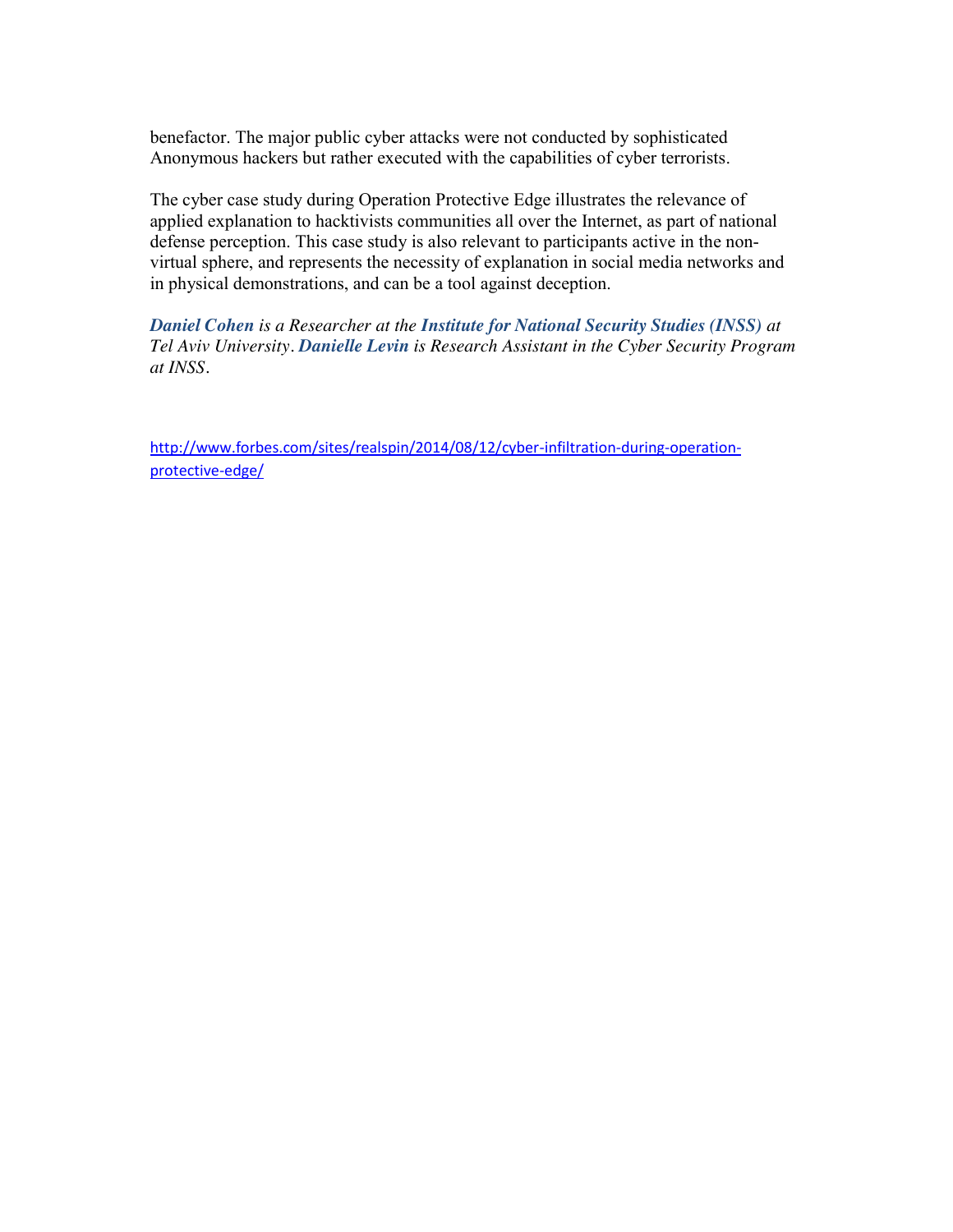benefactor. The major public cyber attacks were not conducted by sophisticated Anonymous hackers but rather executed with the capabilities of cyber terrorists.

The cyber case study during Operation Protective Edge illustrates the relevance of applied explanation to hacktivists communities all over the Internet, as part of national defense perception. This case study is also relevant to participants active in the non-virtual sphere, and represents the necessity of explanation in social media networks and in physical demonstrations, and can be a tool against deception.

***Daniel Cohen*** *is a Researcher at the* ***Institute for National Security Studies (INSS)*** *at Tel Aviv University*. ***Danielle Levin*** *is Research Assistant in the Cyber Security Program at INSS*.

http://www.forbes.com/sites/realspin/2014/08/12/cyber-infiltration-during-operation-protective-edge/